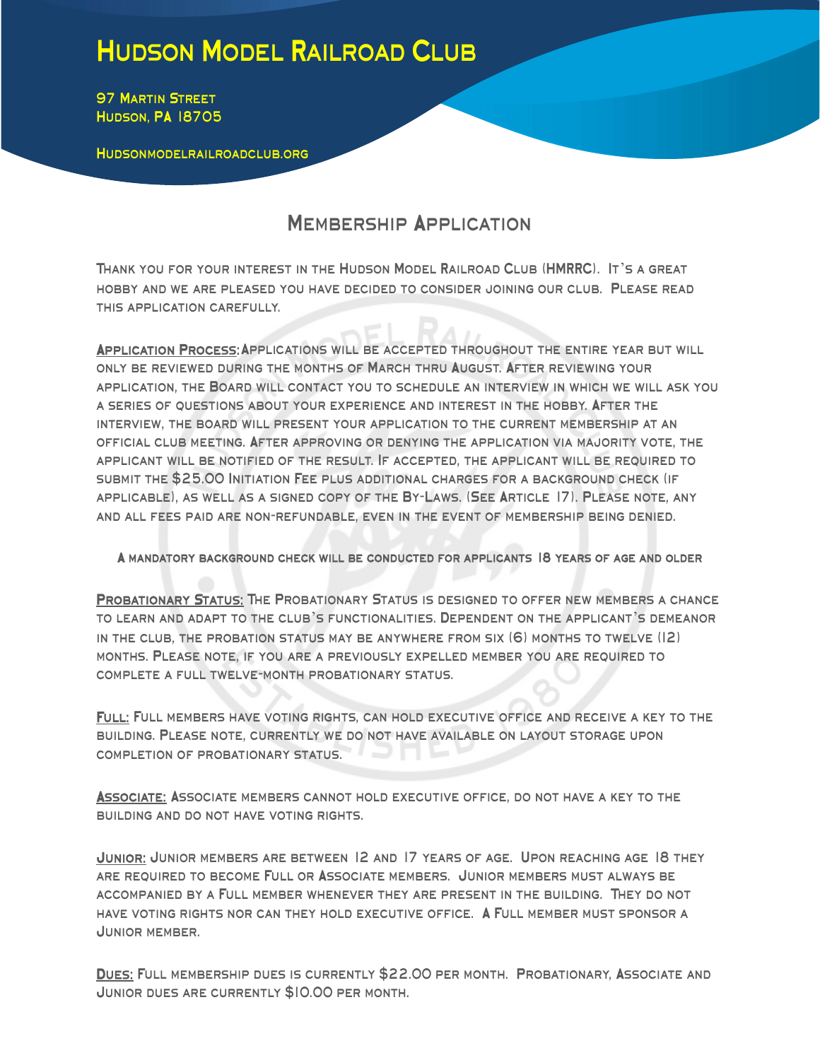# Hudson Model Railroad Club

97 Martin Street
Hudson, PA 18705

Hudsonmodelrailroadclub.org

## Membership Application

Thank you for your interest in the Hudson Model Railroad Club (HMRRC). It's a great hobby and we are pleased you have decided to consider joining our club. Please read this application carefully.

**Application Process:** Applications will be accepted throughout the entire year but will only be reviewed during the months of March thru August. After reviewing your application, the Board will contact you to schedule an interview in which we will ask you a series of questions about your experience and interest in the hobby. After the interview, the board will present your application to the current membership at an official club meeting. After approving or denying the application via majority vote, the applicant will be notified of the result. If accepted, the applicant will be required to submit the $25.00 Initiation Fee plus additional charges for a background check (if applicable), as well as a signed copy of the By-Laws. (See Article 17). Please note, any and all fees paid are non-refundable, even in the event of membership being denied.

A mandatory background check will be conducted for applicants 18 years of age and older

**Probationary Status:** The Probationary Status is designed to offer new members a chance to learn and adapt to the club's functionalities. Dependent on the applicant's demeanor in the club, the probation status may be anywhere from six (6) months to twelve (12) months. Please note, if you are a previously expelled member you are required to complete a full twelve-month probationary status.

**Full:** Full members have voting rights, can hold executive office and receive a key to the building. Please note, currently we do not have available on layout storage upon completion of probationary status.

**Associate:** Associate members cannot hold executive office, do not have a key to the building and do not have voting rights.

**Junior:** Junior members are between 12 and 17 years of age. Upon reaching age 18 they are required to become Full or Associate members. Junior members must always be accompanied by a Full member whenever they are present in the building. They do not have voting rights nor can they hold executive office. A Full member must sponsor a Junior member.

**Dues:** Full membership dues is currently $22.00 per month. Probationary, Associate and Junior dues are currently $10.00 per month.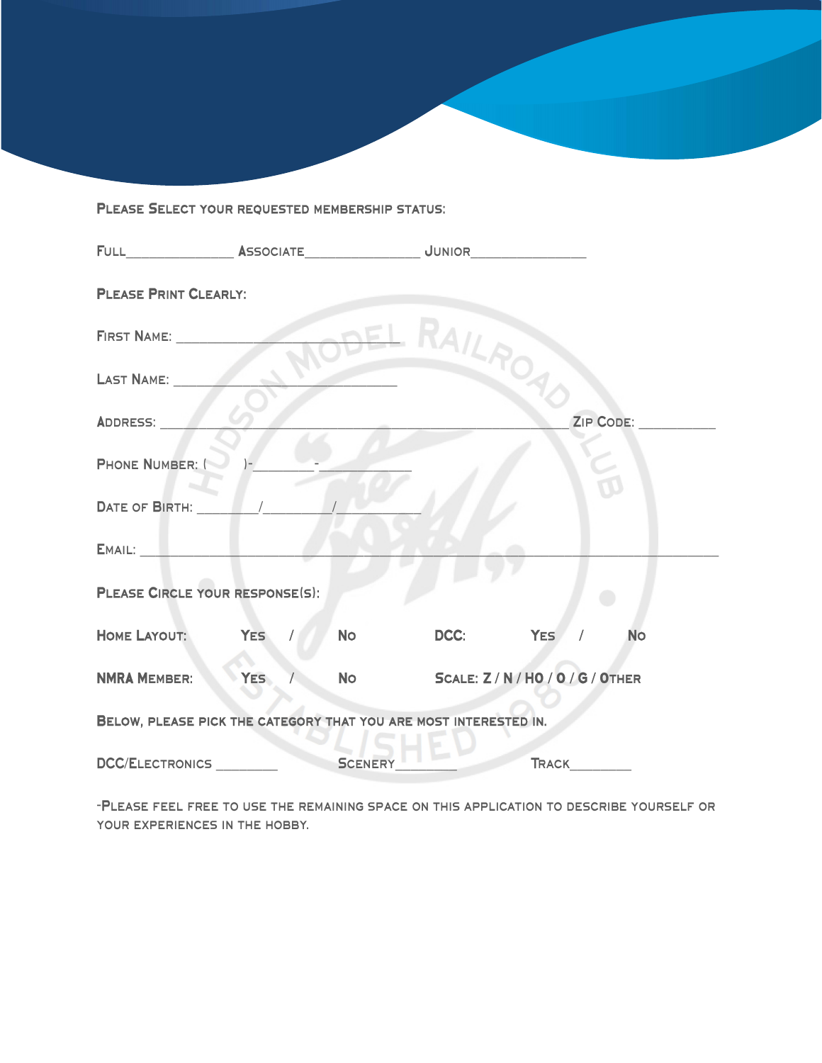PLEASE SELECT YOUR REQUESTED MEMBERSHIP STATUS:

FULL_______________ ASSOCIATE________________ JUNIOR________________

PLEASE PRINT CLEARLY:

FIRST NAME: ________________________________

LAST NAME: ________________________________

ADDRESS: ___________________________________________________________ ZIP CODE: ___________

PHONE NUMBER: (      )-_________-_____________

DATE OF BIRTH: _________/__________/____________

EMAIL: ______________________________________________________________________________________

PLEASE CIRCLE YOUR RESPONSE(S):

HOME LAYOUT: YES / NO DCC: YES / NO

NMRA MEMBER: YES / NO SCALE: Z / N / HO / O / G / OTHER

BELOW, PLEASE PICK THE CATEGORY THAT YOU ARE MOST INTERESTED IN.

DCC/ELECTRONICS _________ SCENERY_________ TRACK_________

-PLEASE FEEL FREE TO USE THE REMAINING SPACE ON THIS APPLICATION TO DESCRIBE YOURSELF OR YOUR EXPERIENCES IN THE HOBBY.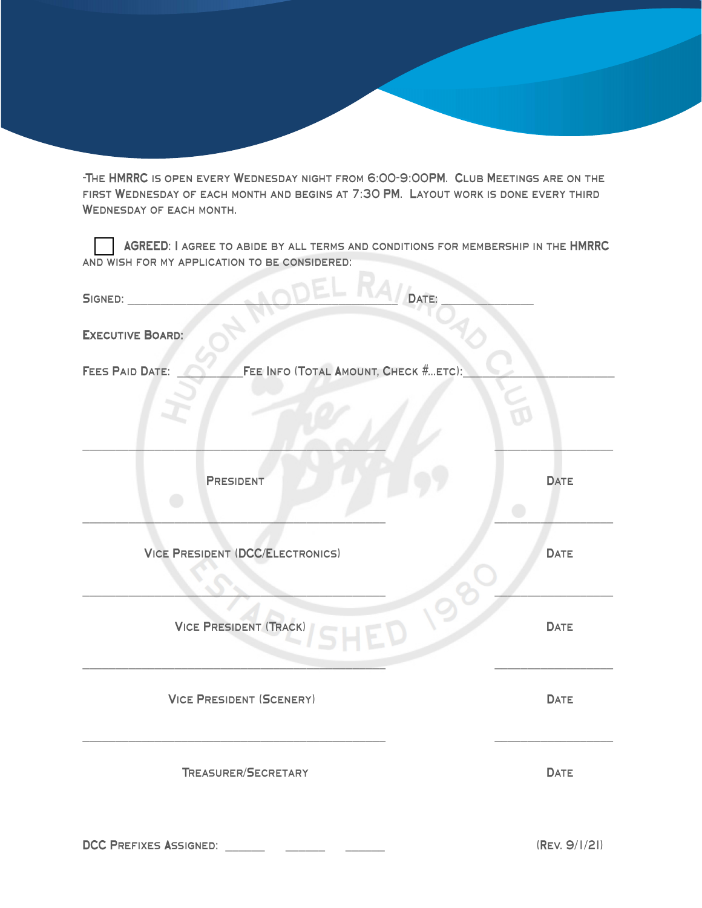-The HMRRC is open every Wednesday night from 6:00-9:00PM. Club Meetings are on the first Wednesday of each month and begins at 7:30 PM. Layout work is done every third Wednesday of each month.

☐ **AGREED**: I agree to abide by all terms and conditions for membership in the HMRRC and wish for my application to be considered:

Signed: ______________________________ Date: ______________

**Executive Board:**

Fees Paid Date: __________ Fee Info (Total Amount, Check #...etc):______________________

| | |
|---|---|
| ______________________________ | ______________ |
| President | Date |
| ______________________________ | ______________ |
| Vice President (DCC/Electronics) | Date |
| ______________________________ | ______________ |
| Vice President (Track) | Date |
| ______________________________ | ______________ |
| Vice President (Scenery) | Date |
| ______________________________ | ______________ |
| Treasurer/Secretary | Date |

DCC Prefixes Assigned: ______ ______ ______

(Rev. 9/1/21)